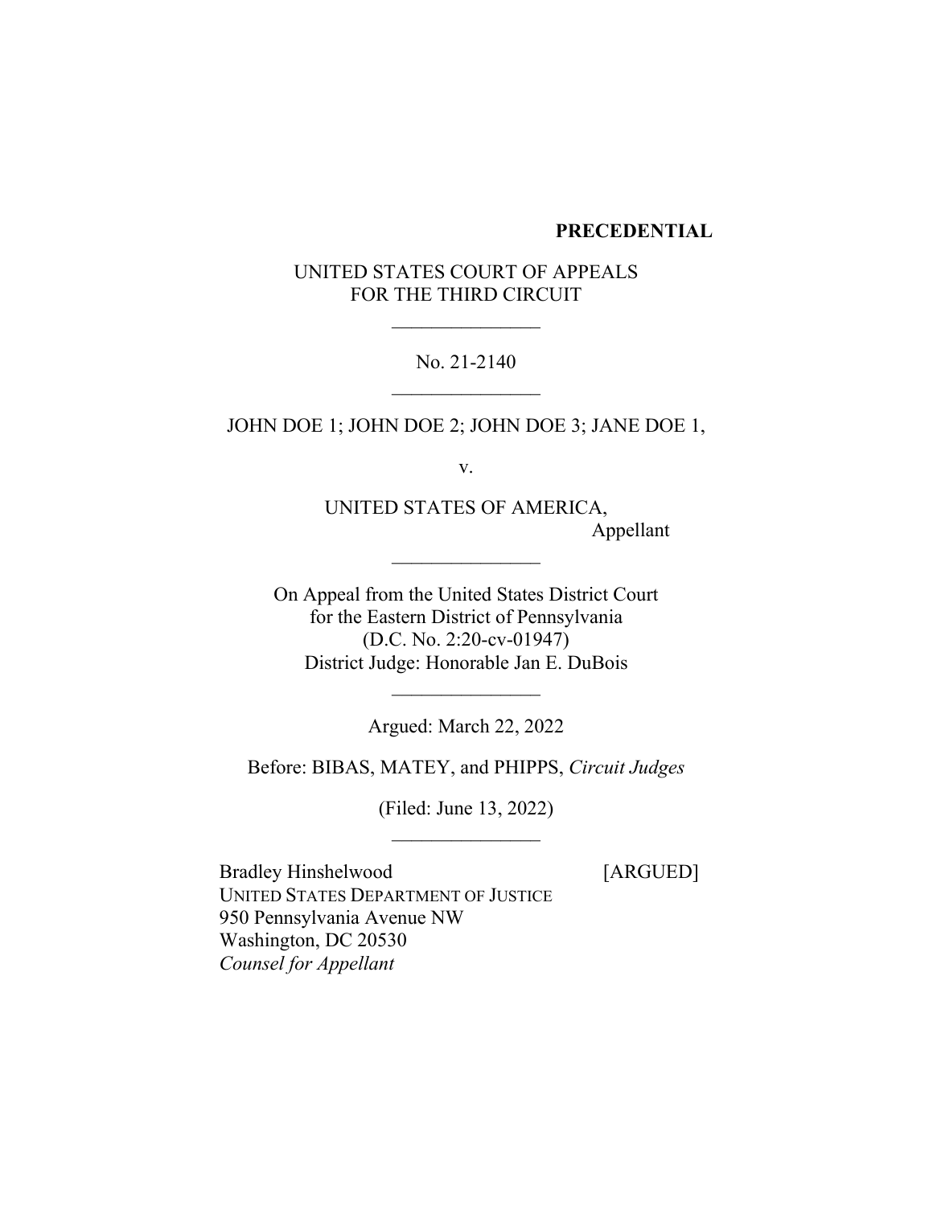**PRECEDENTIAL**

UNITED STATES COURT OF APPEALS
FOR THE THIRD CIRCUIT

\_\_\_\_\_\_\_\_\_\_\_\_\_\_\_

No. 21-2140

\_\_\_\_\_\_\_\_\_\_\_\_\_\_\_

JOHN DOE 1; JOHN DOE 2; JOHN DOE 3; JANE DOE 1,

v.

UNITED STATES OF AMERICA,
Appellant

\_\_\_\_\_\_\_\_\_\_\_\_\_\_\_

On Appeal from the United States District Court
for the Eastern District of Pennsylvania
(D.C. No. 2:20-cv-01947)
District Judge: Honorable Jan E. DuBois

\_\_\_\_\_\_\_\_\_\_\_\_\_\_\_

Argued: March 22, 2022

Before: BIBAS, MATEY, and PHIPPS, *Circuit Judges*

(Filed: June 13, 2022)

\_\_\_\_\_\_\_\_\_\_\_\_\_\_\_

Bradley Hinshelwood [ARGUED]
UNITED STATES DEPARTMENT OF JUSTICE
950 Pennsylvania Avenue NW
Washington, DC 20530
*Counsel for Appellant*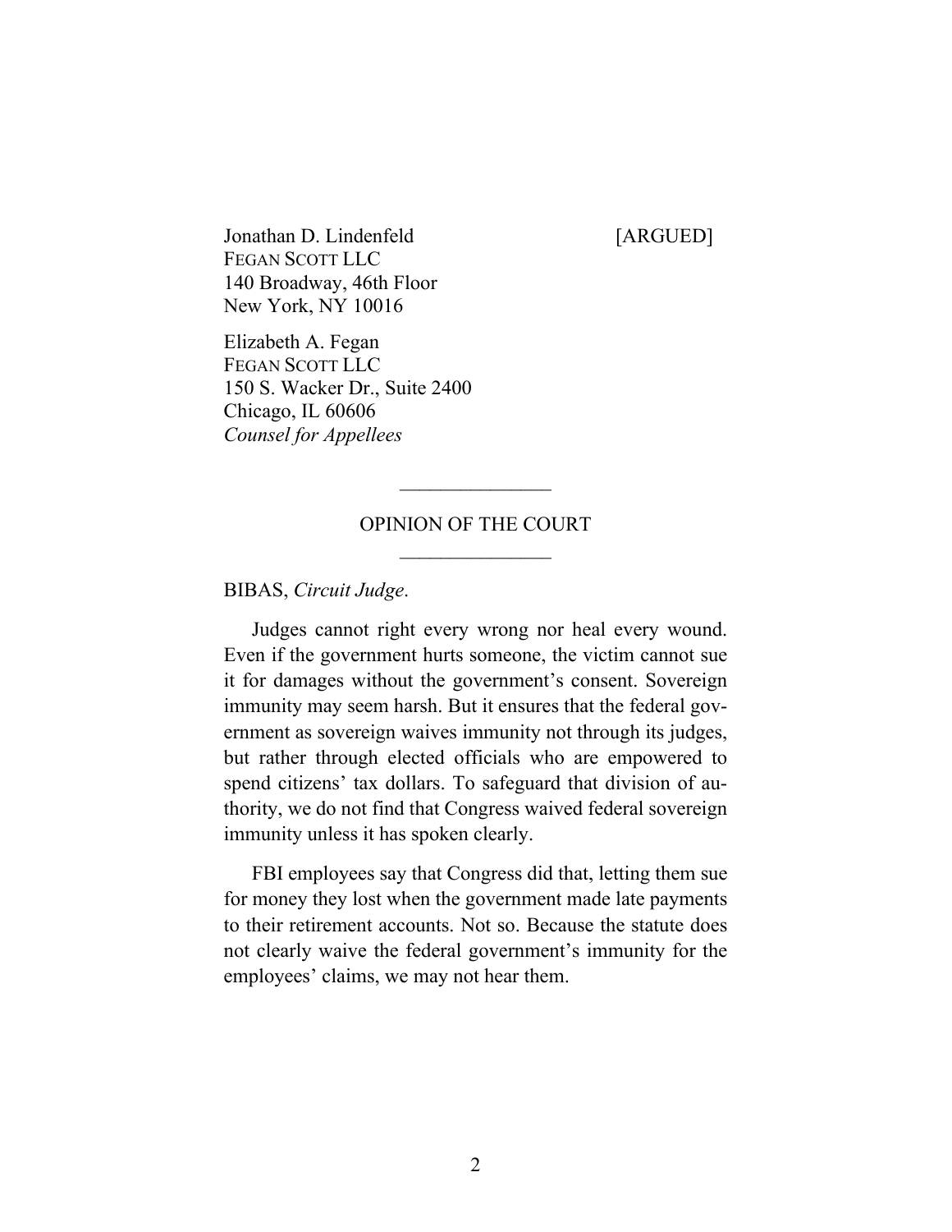Jonathan D. Lindenfeld [ARGUED]
FEGAN SCOTT LLC
140 Broadway, 46th Floor
New York, NY 10016

Elizabeth A. Fegan
FEGAN SCOTT LLC
150 S. Wacker Dr., Suite 2400
Chicago, IL 60606
*Counsel for Appellees*

---

OPINION OF THE COURT

---

BIBAS, *Circuit Judge*.

Judges cannot right every wrong nor heal every wound. Even if the government hurts someone, the victim cannot sue it for damages without the government's consent. Sovereign immunity may seem harsh. But it ensures that the federal government as sovereign waives immunity not through its judges, but rather through elected officials who are empowered to spend citizens' tax dollars. To safeguard that division of authority, we do not find that Congress waived federal sovereign immunity unless it has spoken clearly.

FBI employees say that Congress did that, letting them sue for money they lost when the government made late payments to their retirement accounts. Not so. Because the statute does not clearly waive the federal government's immunity for the employees' claims, we may not hear them.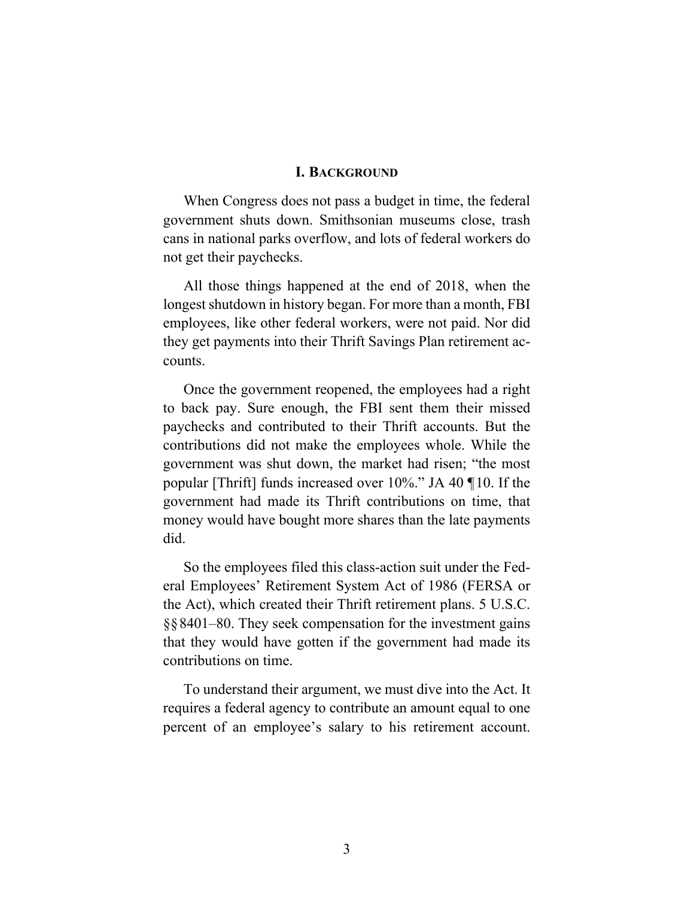## I. BACKGROUND

When Congress does not pass a budget in time, the federal government shuts down. Smithsonian museums close, trash cans in national parks overflow, and lots of federal workers do not get their paychecks.

All those things happened at the end of 2018, when the longest shutdown in history began. For more than a month, FBI employees, like other federal workers, were not paid. Nor did they get payments into their Thrift Savings Plan retirement accounts.

Once the government reopened, the employees had a right to back pay. Sure enough, the FBI sent them their missed paychecks and contributed to their Thrift accounts. But the contributions did not make the employees whole. While the government was shut down, the market had risen; "the most popular [Thrift] funds increased over 10%." JA 40 ¶10. If the government had made its Thrift contributions on time, that money would have bought more shares than the late payments did.

So the employees filed this class-action suit under the Federal Employees' Retirement System Act of 1986 (FERSA or the Act), which created their Thrift retirement plans. 5 U.S.C. §§8401–80. They seek compensation for the investment gains that they would have gotten if the government had made its contributions on time.

To understand their argument, we must dive into the Act. It requires a federal agency to contribute an amount equal to one percent of an employee's salary to his retirement account.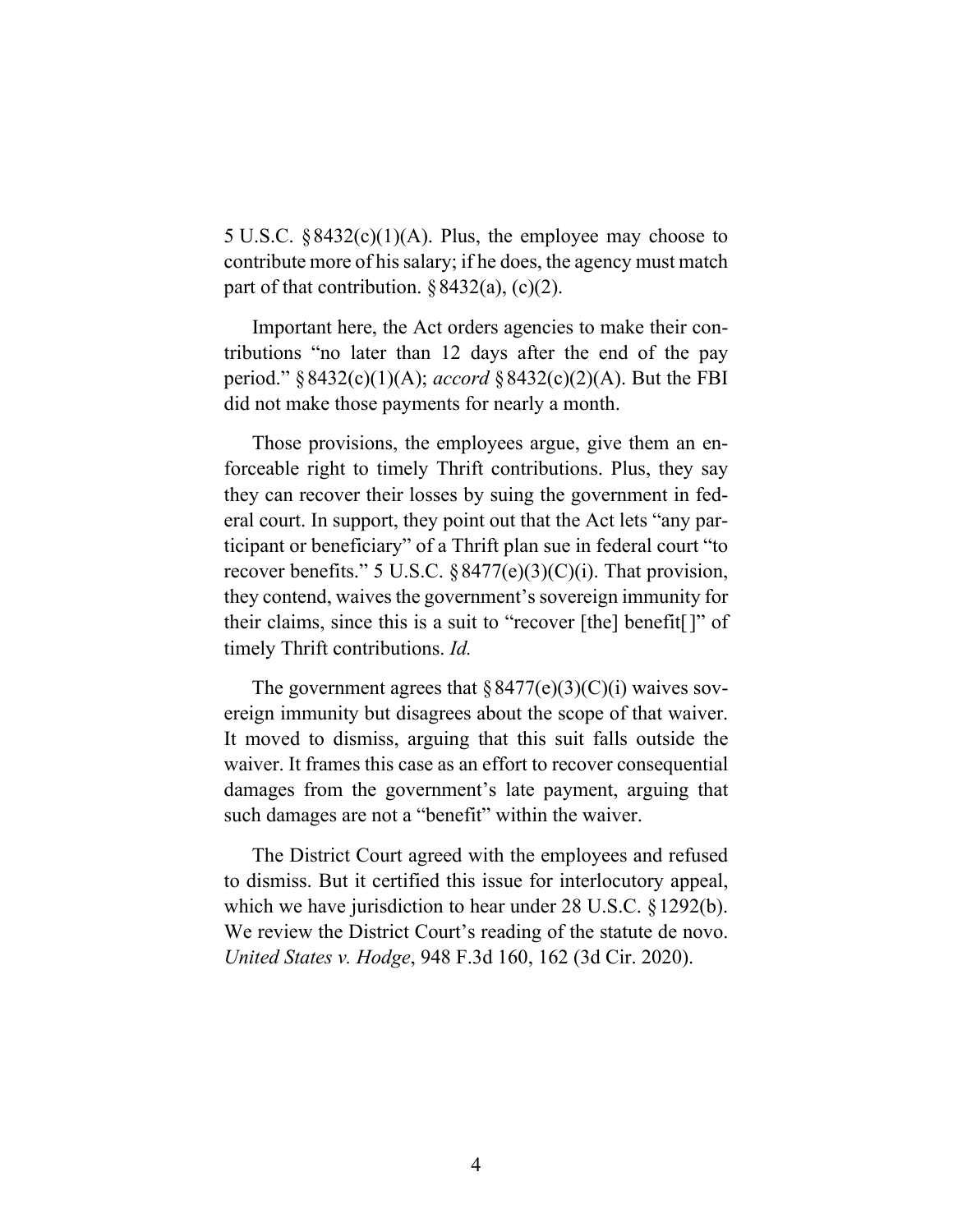5 U.S.C. §8432(c)(1)(A). Plus, the employee may choose to contribute more of his salary; if he does, the agency must match part of that contribution. §8432(a), (c)(2).

Important here, the Act orders agencies to make their contributions "no later than 12 days after the end of the pay period." §8432(c)(1)(A); *accord* §8432(c)(2)(A). But the FBI did not make those payments for nearly a month.

Those provisions, the employees argue, give them an enforceable right to timely Thrift contributions. Plus, they say they can recover their losses by suing the government in federal court. In support, they point out that the Act lets "any participant or beneficiary" of a Thrift plan sue in federal court "to recover benefits." 5 U.S.C. §8477(e)(3)(C)(i). That provision, they contend, waives the government's sovereign immunity for their claims, since this is a suit to "recover [the] benefit[]" of timely Thrift contributions. *Id.*

The government agrees that §8477(e)(3)(C)(i) waives sovereign immunity but disagrees about the scope of that waiver. It moved to dismiss, arguing that this suit falls outside the waiver. It frames this case as an effort to recover consequential damages from the government's late payment, arguing that such damages are not a "benefit" within the waiver.

The District Court agreed with the employees and refused to dismiss. But it certified this issue for interlocutory appeal, which we have jurisdiction to hear under 28 U.S.C. §1292(b). We review the District Court's reading of the statute de novo. *United States v. Hodge*, 948 F.3d 160, 162 (3d Cir. 2020).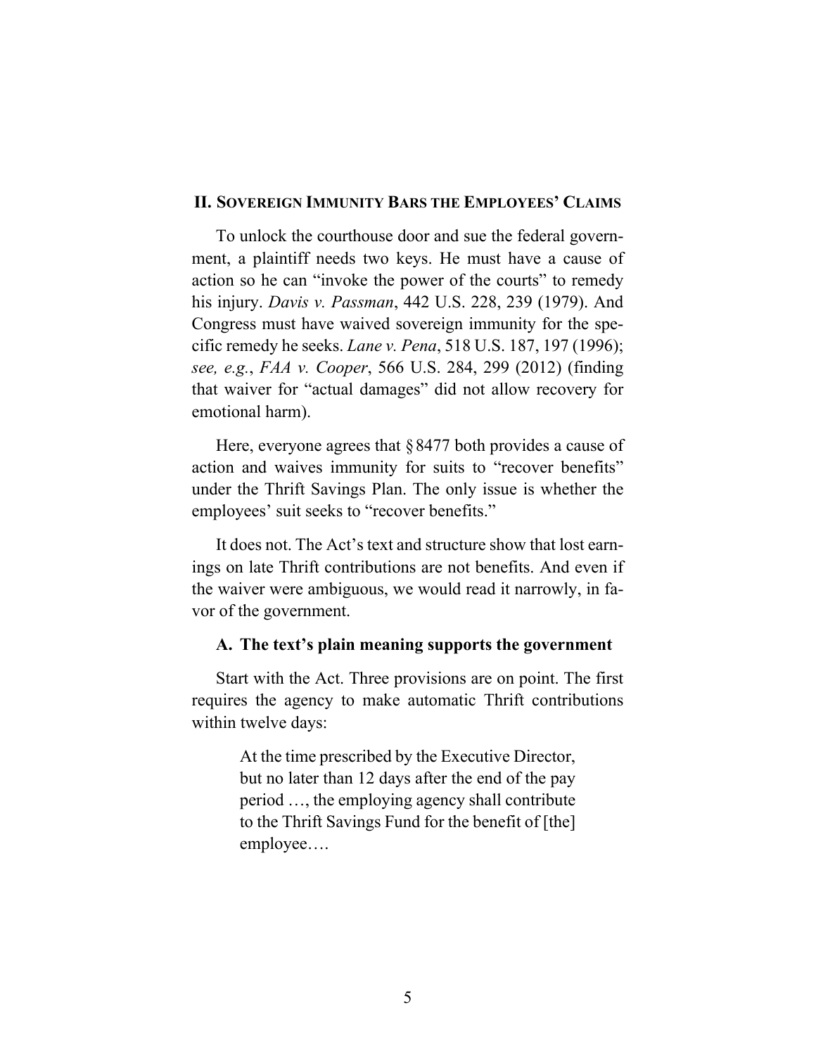## II. Sovereign Immunity Bars the Employees' Claims

To unlock the courthouse door and sue the federal government, a plaintiff needs two keys. He must have a cause of action so he can "invoke the power of the courts" to remedy his injury. *Davis v. Passman*, 442 U.S. 228, 239 (1979). And Congress must have waived sovereign immunity for the specific remedy he seeks. *Lane v. Pena*, 518 U.S. 187, 197 (1996); *see, e.g.*, *FAA v. Cooper*, 566 U.S. 284, 299 (2012) (finding that waiver for "actual damages" did not allow recovery for emotional harm).

Here, everyone agrees that § 8477 both provides a cause of action and waives immunity for suits to "recover benefits" under the Thrift Savings Plan. The only issue is whether the employees' suit seeks to "recover benefits."

It does not. The Act's text and structure show that lost earnings on late Thrift contributions are not benefits. And even if the waiver were ambiguous, we would read it narrowly, in favor of the government.

### A. The text's plain meaning supports the government

Start with the Act. Three provisions are on point. The first requires the agency to make automatic Thrift contributions within twelve days:

> At the time prescribed by the Executive Director, but no later than 12 days after the end of the pay period …, the employing agency shall contribute to the Thrift Savings Fund for the benefit of [the] employee….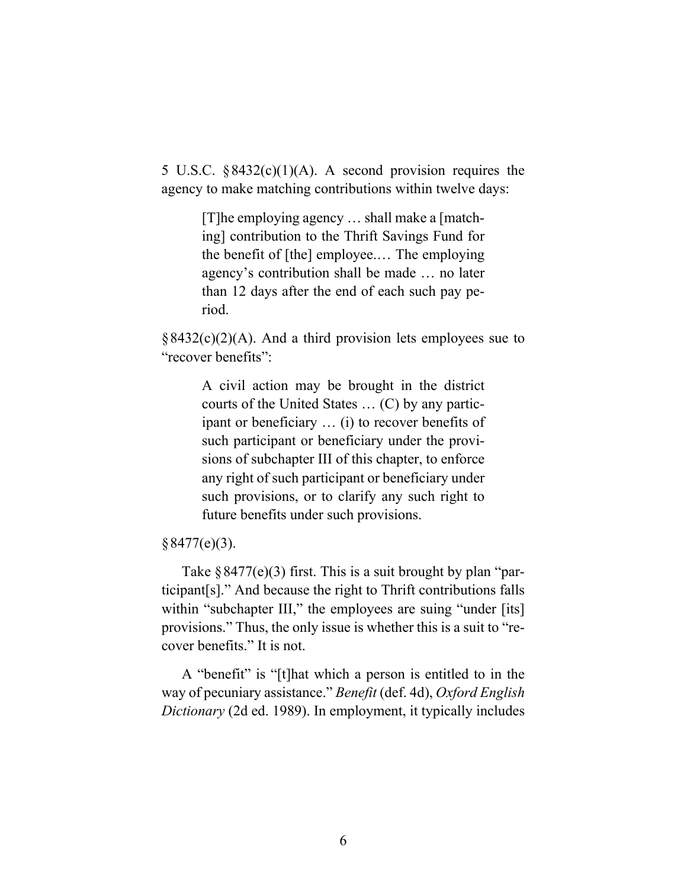5 U.S.C. §8432(c)(1)(A). A second provision requires the agency to make matching contributions within twelve days:

> [T]he employing agency … shall make a [matching] contribution to the Thrift Savings Fund for the benefit of [the] employee.… The employing agency's contribution shall be made … no later than 12 days after the end of each such pay period.

§8432(c)(2)(A). And a third provision lets employees sue to "recover benefits":

> A civil action may be brought in the district courts of the United States … (C) by any participant or beneficiary … (i) to recover benefits of such participant or beneficiary under the provisions of subchapter III of this chapter, to enforce any right of such participant or beneficiary under such provisions, or to clarify any such right to future benefits under such provisions.

§8477(e)(3).

Take §8477(e)(3) first. This is a suit brought by plan "participant[s]." And because the right to Thrift contributions falls within "subchapter III," the employees are suing "under [its] provisions." Thus, the only issue is whether this is a suit to "recover benefits." It is not.

A "benefit" is "[t]hat which a person is entitled to in the way of pecuniary assistance." *Benefit* (def. 4d), *Oxford English Dictionary* (2d ed. 1989). In employment, it typically includes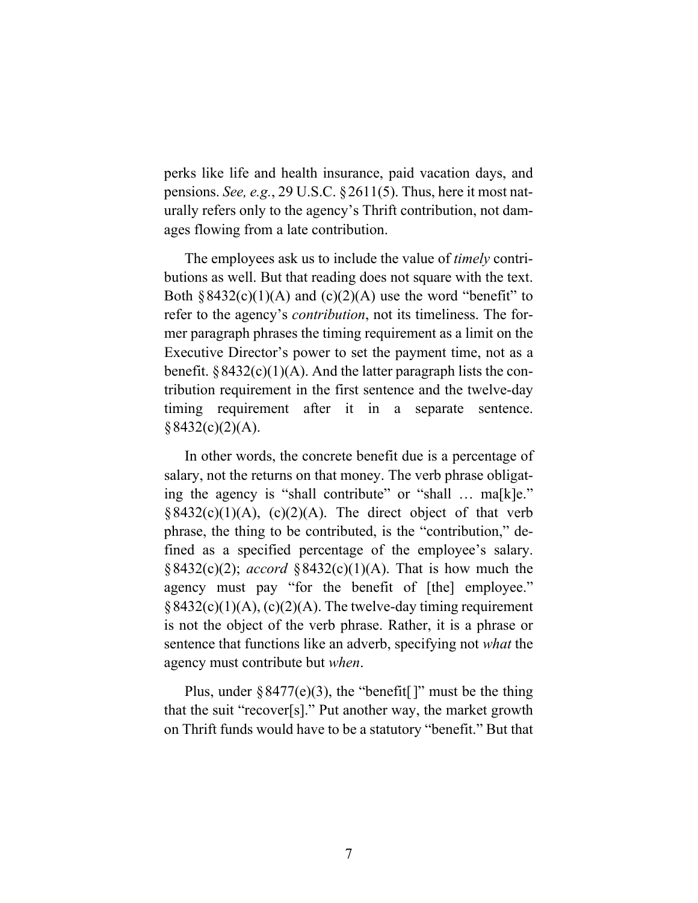perks like life and health insurance, paid vacation days, and pensions. *See, e.g.*, 29 U.S.C. §2611(5). Thus, here it most naturally refers only to the agency's Thrift contribution, not damages flowing from a late contribution.

The employees ask us to include the value of *timely* contributions as well. But that reading does not square with the text. Both §8432(c)(1)(A) and (c)(2)(A) use the word "benefit" to refer to the agency's *contribution*, not its timeliness. The former paragraph phrases the timing requirement as a limit on the Executive Director's power to set the payment time, not as a benefit. §8432(c)(1)(A). And the latter paragraph lists the contribution requirement in the first sentence and the twelve-day timing requirement after it in a separate sentence. §8432(c)(2)(A).

In other words, the concrete benefit due is a percentage of salary, not the returns on that money. The verb phrase obligating the agency is "shall contribute" or "shall … ma[k]e." §8432(c)(1)(A), (c)(2)(A). The direct object of that verb phrase, the thing to be contributed, is the "contribution," defined as a specified percentage of the employee's salary. §8432(c)(2); *accord* §8432(c)(1)(A). That is how much the agency must pay "for the benefit of [the] employee." §8432(c)(1)(A), (c)(2)(A). The twelve-day timing requirement is not the object of the verb phrase. Rather, it is a phrase or sentence that functions like an adverb, specifying not *what* the agency must contribute but *when*.

Plus, under §8477(e)(3), the "benefit[ ]" must be the thing that the suit "recover[s]." Put another way, the market growth on Thrift funds would have to be a statutory "benefit." But that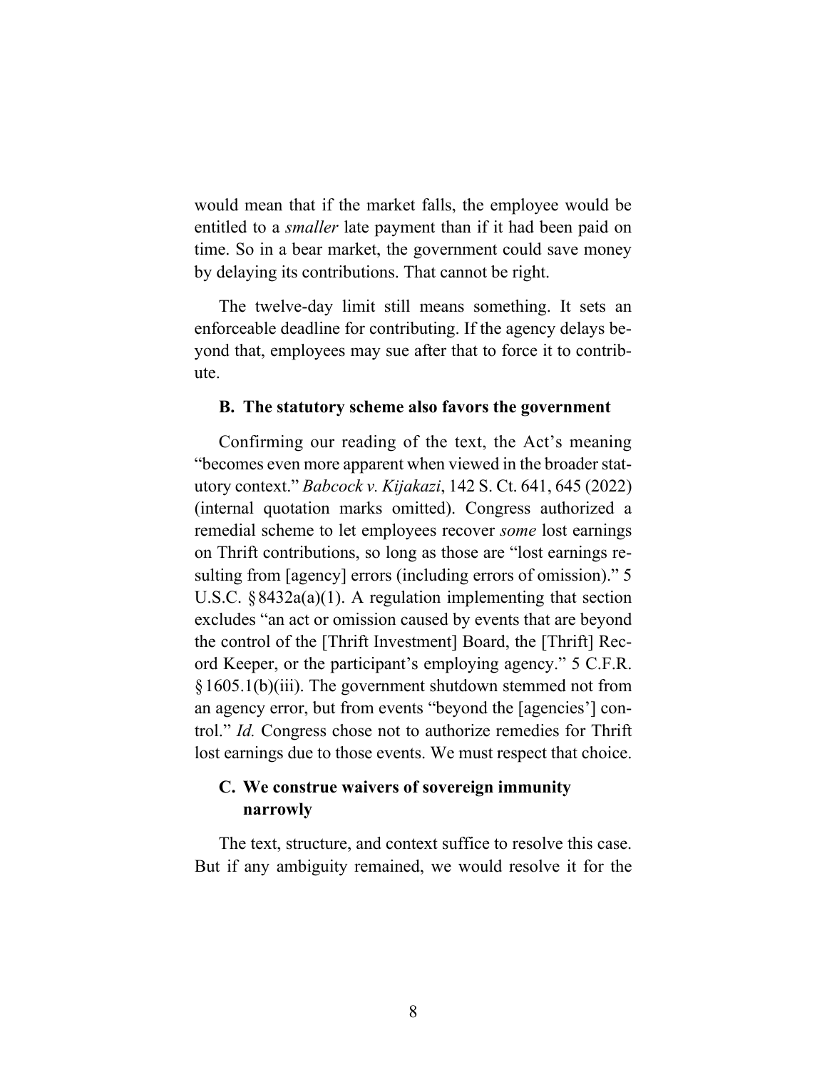would mean that if the market falls, the employee would be entitled to a *smaller* late payment than if it had been paid on time. So in a bear market, the government could save money by delaying its contributions. That cannot be right.

The twelve-day limit still means something. It sets an enforceable deadline for contributing. If the agency delays beyond that, employees may sue after that to force it to contribute.

### B. The statutory scheme also favors the government

Confirming our reading of the text, the Act's meaning "becomes even more apparent when viewed in the broader statutory context." *Babcock v. Kijakazi*, 142 S. Ct. 641, 645 (2022) (internal quotation marks omitted). Congress authorized a remedial scheme to let employees recover *some* lost earnings on Thrift contributions, so long as those are "lost earnings resulting from [agency] errors (including errors of omission)." 5 U.S.C. § 8432a(a)(1). A regulation implementing that section excludes "an act or omission caused by events that are beyond the control of the [Thrift Investment] Board, the [Thrift] Record Keeper, or the participant's employing agency." 5 C.F.R. § 1605.1(b)(iii). The government shutdown stemmed not from an agency error, but from events "beyond the [agencies'] control." *Id.* Congress chose not to authorize remedies for Thrift lost earnings due to those events. We must respect that choice.

### C. We construe waivers of sovereign immunity narrowly

The text, structure, and context suffice to resolve this case. But if any ambiguity remained, we would resolve it for the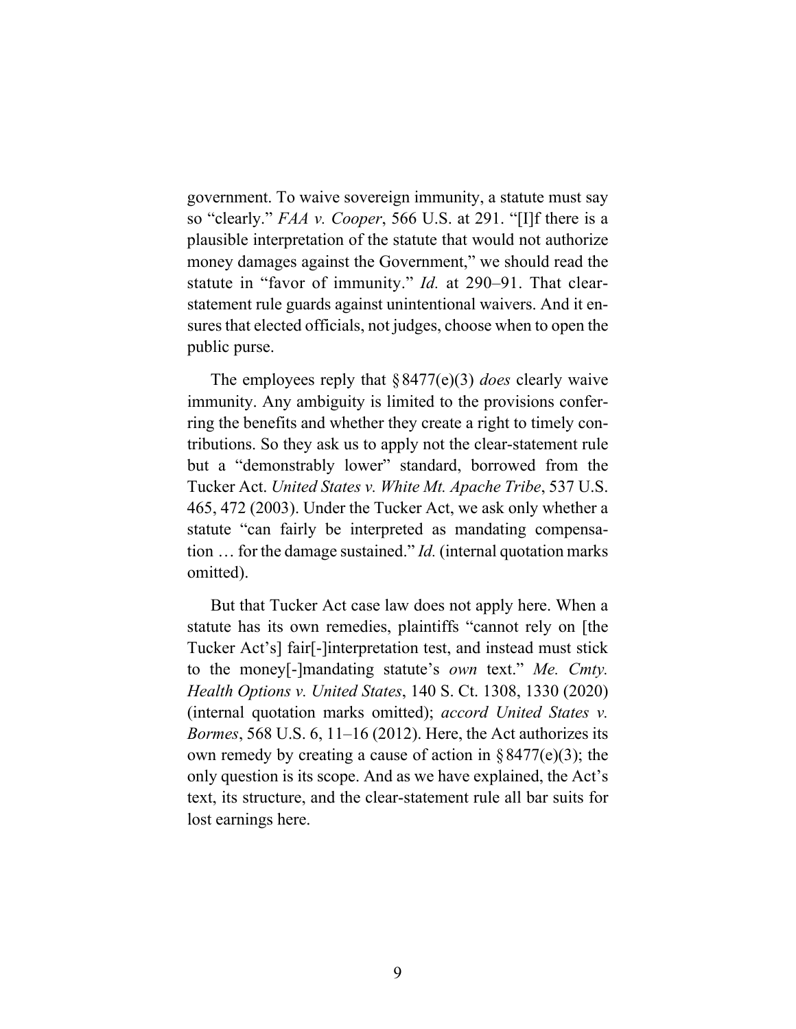government. To waive sovereign immunity, a statute must say so "clearly." *FAA v. Cooper*, 566 U.S. at 291. "[I]f there is a plausible interpretation of the statute that would not authorize money damages against the Government," we should read the statute in "favor of immunity." *Id.* at 290–91. That clear-statement rule guards against unintentional waivers. And it ensures that elected officials, not judges, choose when to open the public purse.

The employees reply that § 8477(e)(3) *does* clearly waive immunity. Any ambiguity is limited to the provisions conferring the benefits and whether they create a right to timely contributions. So they ask us to apply not the clear-statement rule but a "demonstrably lower" standard, borrowed from the Tucker Act. *United States v. White Mt. Apache Tribe*, 537 U.S. 465, 472 (2003). Under the Tucker Act, we ask only whether a statute "can fairly be interpreted as mandating compensation … for the damage sustained." *Id.* (internal quotation marks omitted).

But that Tucker Act case law does not apply here. When a statute has its own remedies, plaintiffs "cannot rely on [the Tucker Act's] fair[-]interpretation test, and instead must stick to the money[-]mandating statute's *own* text." *Me. Cmty. Health Options v. United States*, 140 S. Ct. 1308, 1330 (2020) (internal quotation marks omitted); *accord United States v. Bormes*, 568 U.S. 6, 11–16 (2012). Here, the Act authorizes its own remedy by creating a cause of action in § 8477(e)(3); the only question is its scope. And as we have explained, the Act's text, its structure, and the clear-statement rule all bar suits for lost earnings here.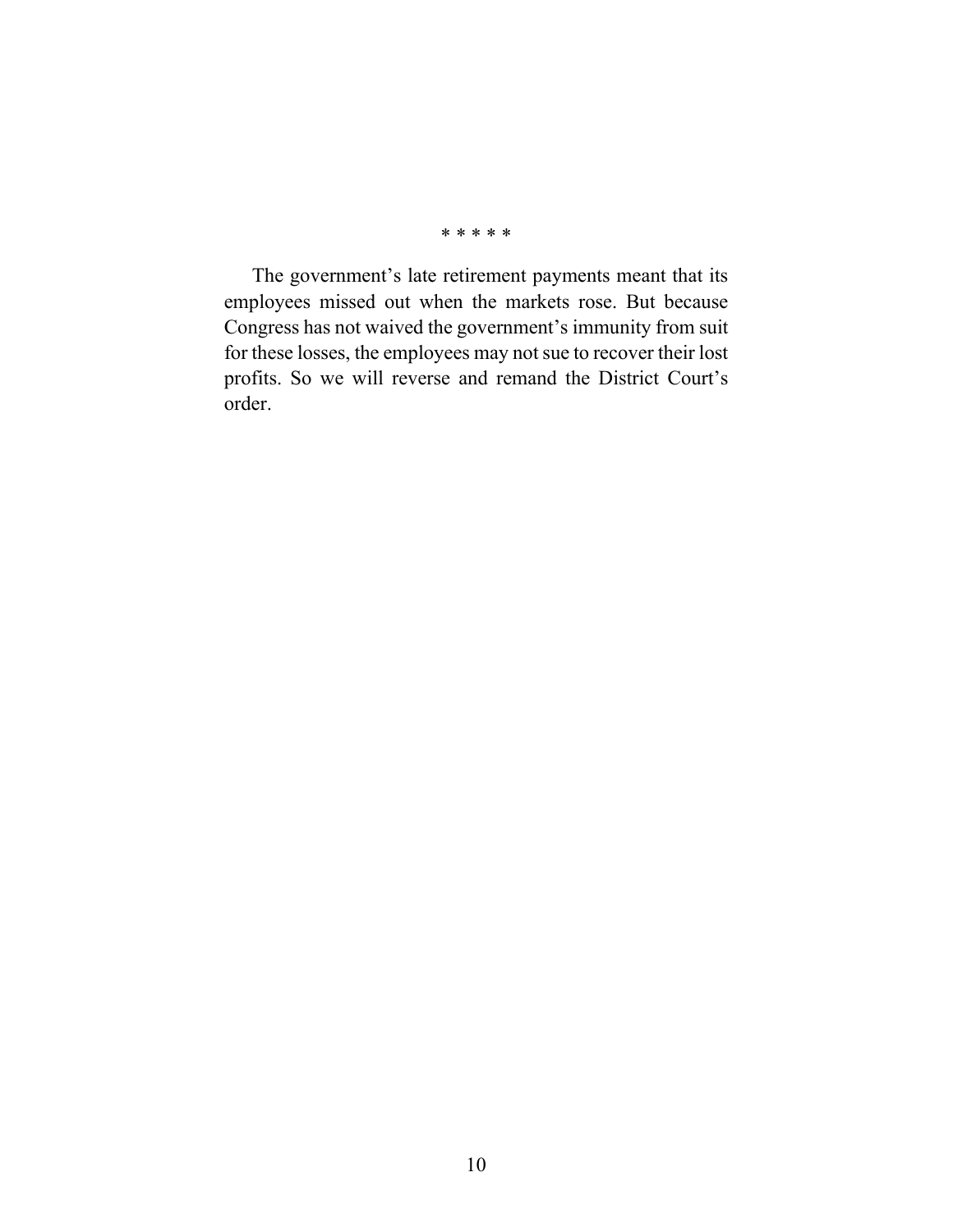\* \* \* \* \*

The government's late retirement payments meant that its employees missed out when the markets rose. But because Congress has not waived the government's immunity from suit for these losses, the employees may not sue to recover their lost profits. So we will reverse and remand the District Court's order.